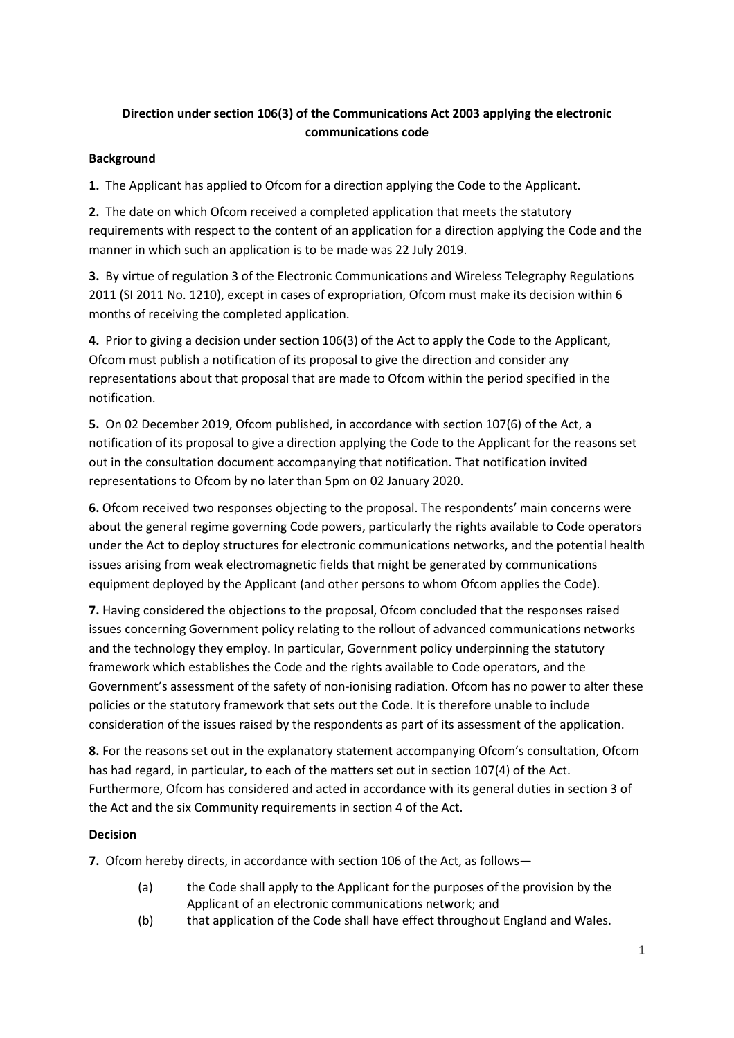**Direction under section 106(3) of the Communications Act 2003 applying the electronic communications code**

**Background**

**1.** The Applicant has applied to Ofcom for a direction applying the Code to the Applicant.

**2.** The date on which Ofcom received a completed application that meets the statutory requirements with respect to the content of an application for a direction applying the Code and the manner in which such an application is to be made was 22 July 2019.

**3.** By virtue of regulation 3 of the Electronic Communications and Wireless Telegraphy Regulations 2011 (SI 2011 No. 1210), except in cases of expropriation, Ofcom must make its decision within 6 months of receiving the completed application.

**4.** Prior to giving a decision under section 106(3) of the Act to apply the Code to the Applicant, Ofcom must publish a notification of its proposal to give the direction and consider any representations about that proposal that are made to Ofcom within the period specified in the notification.

**5.** On 02 December 2019, Ofcom published, in accordance with section 107(6) of the Act, a notification of its proposal to give a direction applying the Code to the Applicant for the reasons set out in the consultation document accompanying that notification. That notification invited representations to Ofcom by no later than 5pm on 02 January 2020.

**6.** Ofcom received two responses objecting to the proposal. The respondents' main concerns were about the general regime governing Code powers, particularly the rights available to Code operators under the Act to deploy structures for electronic communications networks, and the potential health issues arising from weak electromagnetic fields that might be generated by communications equipment deployed by the Applicant (and other persons to whom Ofcom applies the Code).

**7.** Having considered the objections to the proposal, Ofcom concluded that the responses raised issues concerning Government policy relating to the rollout of advanced communications networks and the technology they employ. In particular, Government policy underpinning the statutory framework which establishes the Code and the rights available to Code operators, and the Government's assessment of the safety of non-ionising radiation. Ofcom has no power to alter these policies or the statutory framework that sets out the Code. It is therefore unable to include consideration of the issues raised by the respondents as part of its assessment of the application.

**8.** For the reasons set out in the explanatory statement accompanying Ofcom's consultation, Ofcom has had regard, in particular, to each of the matters set out in section 107(4) of the Act. Furthermore, Ofcom has considered and acted in accordance with its general duties in section 3 of the Act and the six Community requirements in section 4 of the Act.

**Decision**

**7.** Ofcom hereby directs, in accordance with section 106 of the Act, as follows—

(a) the Code shall apply to the Applicant for the purposes of the provision by the Applicant of an electronic communications network; and

(b) that application of the Code shall have effect throughout England and Wales.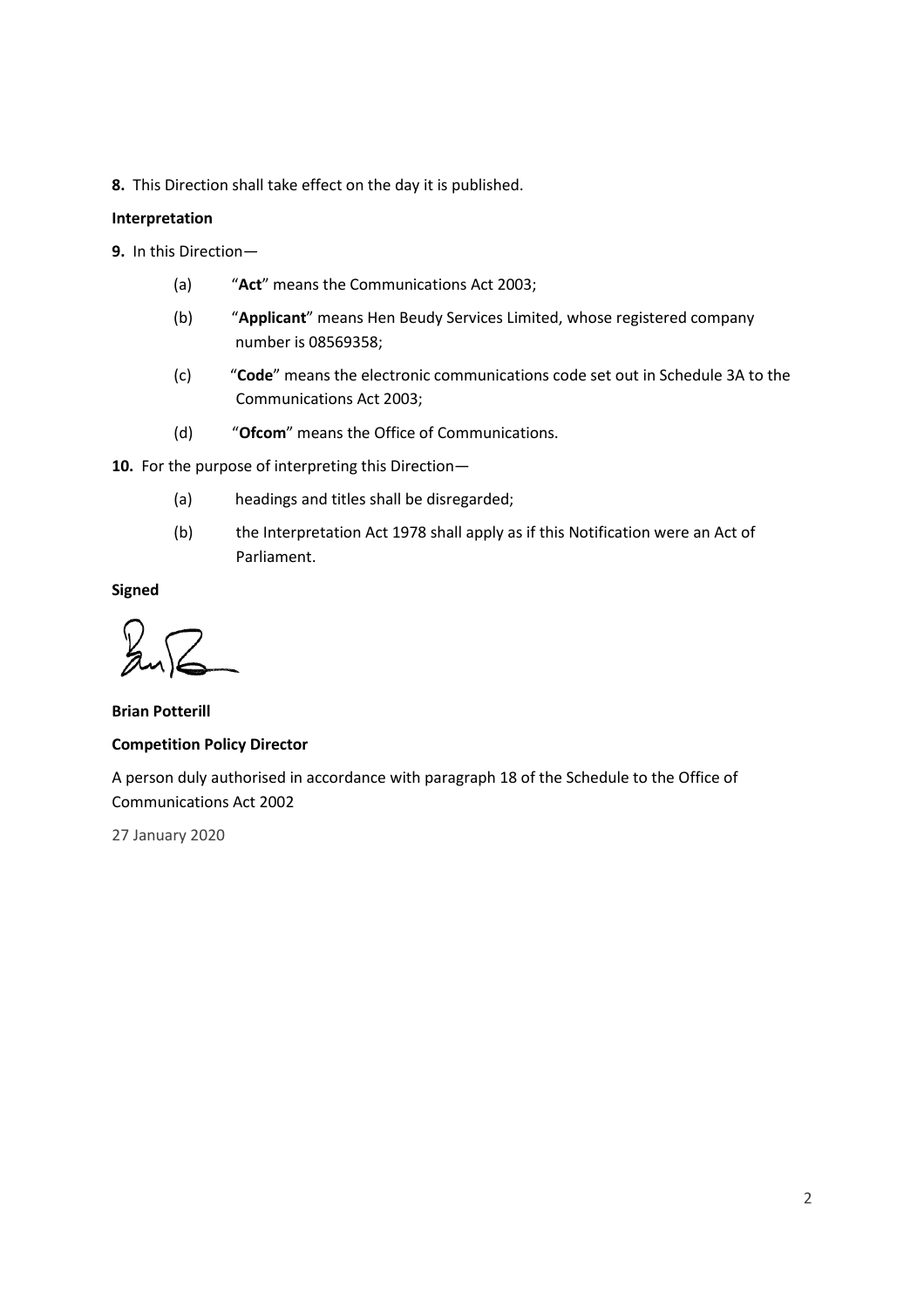**8.** This Direction shall take effect on the day it is published.

**Interpretation**

**9.** In this Direction—

(a) "**Act**" means the Communications Act 2003;

(b) "**Applicant**" means Hen Beudy Services Limited, whose registered company number is 08569358;

(c) "**Code**" means the electronic communications code set out in Schedule 3A to the Communications Act 2003;

(d) "**Ofcom**" means the Office of Communications.

**10.** For the purpose of interpreting this Direction—

(a) headings and titles shall be disregarded;

(b) the Interpretation Act 1978 shall apply as if this Notification were an Act of Parliament.

**Signed**

**Brian Potterill**

**Competition Policy Director**

A person duly authorised in accordance with paragraph 18 of the Schedule to the Office of Communications Act 2002

27 January 2020